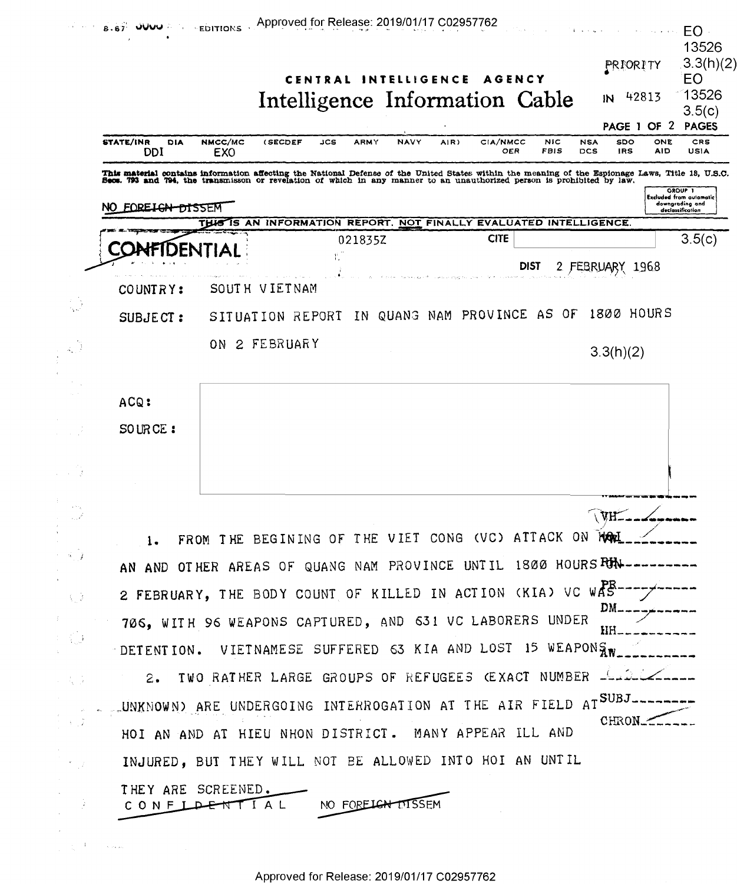EO 13526 3.3(h)(2)
EO 13526 3.5(c)

PRIORITY

CENTRAL INTELLIGENCE AGENCY

# Intelligence Information Cable

IN 42813

STATE/INR DIA NMCC/MC (SECDEF JCS ARMY NAVY AIR) CIA/NMCC NIC NSA SDO ONE CRS
DDI EXO OER FBIS DCS IRS AID USIA

This material contains information affecting the National Defense of the United States within the meaning of the Espionage Laws, Title 18, U.S.C. Secs. 793 and 794, the transmisson or revelation of which in any manner to an unauthorized person is prohibited by law.

GROUP 1
Excluded from automatic downgrading and declassification

~~NO FOREIGN DISSEM~~

THIS IS AN INFORMATION REPORT, NOT FINALLY EVALUATED INTELLIGENCE.

~~CONFIDENTIAL~~ 021835Z CITE 3.5(c)

DIST 2 FEBRUARY 1968

COUNTRY: SOUTH VIETNAM

SUBJECT: SITUATION REPORT IN QUANG NAM PROVINCE AS OF 1800 HOURS ON 2 FEBRUARY

3.3(h)(2)

ACQ:

SOURCE:

1. FROM THE BEGINING OF THE VIET CONG (VC) ATTACK ON HOI AN AND OTHER AREAS OF QUANG NAM PROVINCE UNTIL 1800 HOURS ON 2 FEBRUARY, THE BODY COUNT OF KILLED IN ACTION (KIA) VC WAS 706, WITH 96 WEAPONS CAPTURED, AND 631 VC LABORERS UNDER DETENTION. VIETNAMESE SUFFERED 63 KIA AND LOST 15 WEAPONS.

2. TWO RATHER LARGE GROUPS OF REFUGEES (EXACT NUMBER UNKNOWN) ARE UNDERGOING INTERROGATION AT THE AIR FIELD AT HOI AN AND AT HIEU NHON DISTRICT. MANY APPEAR ILL AND INJURED, BUT THEY WILL NOT BE ALLOWED INTO HOI AN UNTIL THEY ARE SCREENED.

VH
RH
PR
DM
HH
AW
SUBJ
CHRON

~~CONFIDENTIAL~~ ~~NO FOREIGN DISSEM~~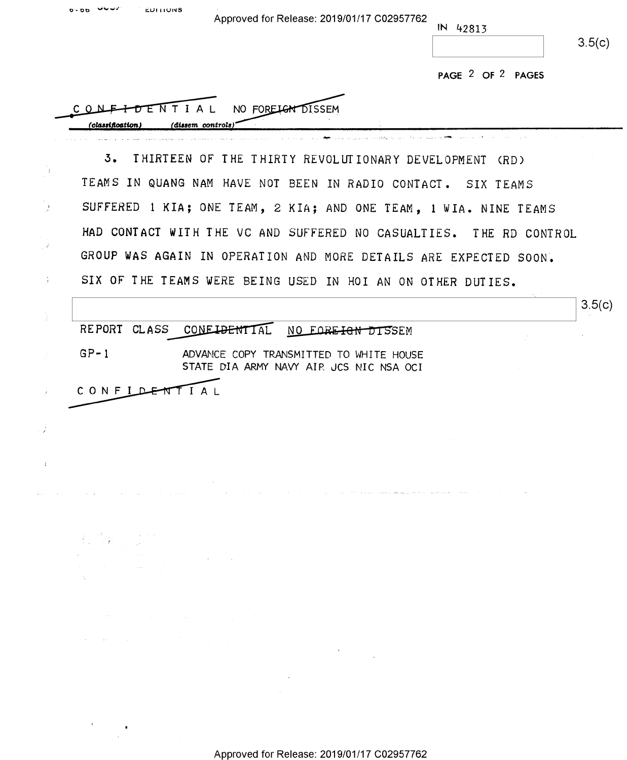IN 42813

3.5(c)

CONFIDENTIAL NO FOREIGN DISSEM

(classification) (dissem controls)

3. THIRTEEN OF THE THIRTY REVOLUTIONARY DEVELOPMENT (RD) TEAMS IN QUANG NAM HAVE NOT BEEN IN RADIO CONTACT. SIX TEAMS SUFFERED 1 KIA; ONE TEAM, 2 KIA; AND ONE TEAM, 1 WIA. NINE TEAMS HAD CONTACT WITH THE VC AND SUFFERED NO CASUALTIES. THE RD CONTROL GROUP WAS AGAIN IN OPERATION AND MORE DETAILS ARE EXPECTED SOON. SIX OF THE TEAMS WERE BEING USED IN HOI AN ON OTHER DUTIES.

3.5(c)

REPORT CLASS CONFIDENTIAL NO FOREIGN DISSEM

GP-1 ADVANCE COPY TRANSMITTED TO WHITE HOUSE STATE DIA ARMY NAVY AIR JCS NIC NSA OCI

CONFIDENTIAL